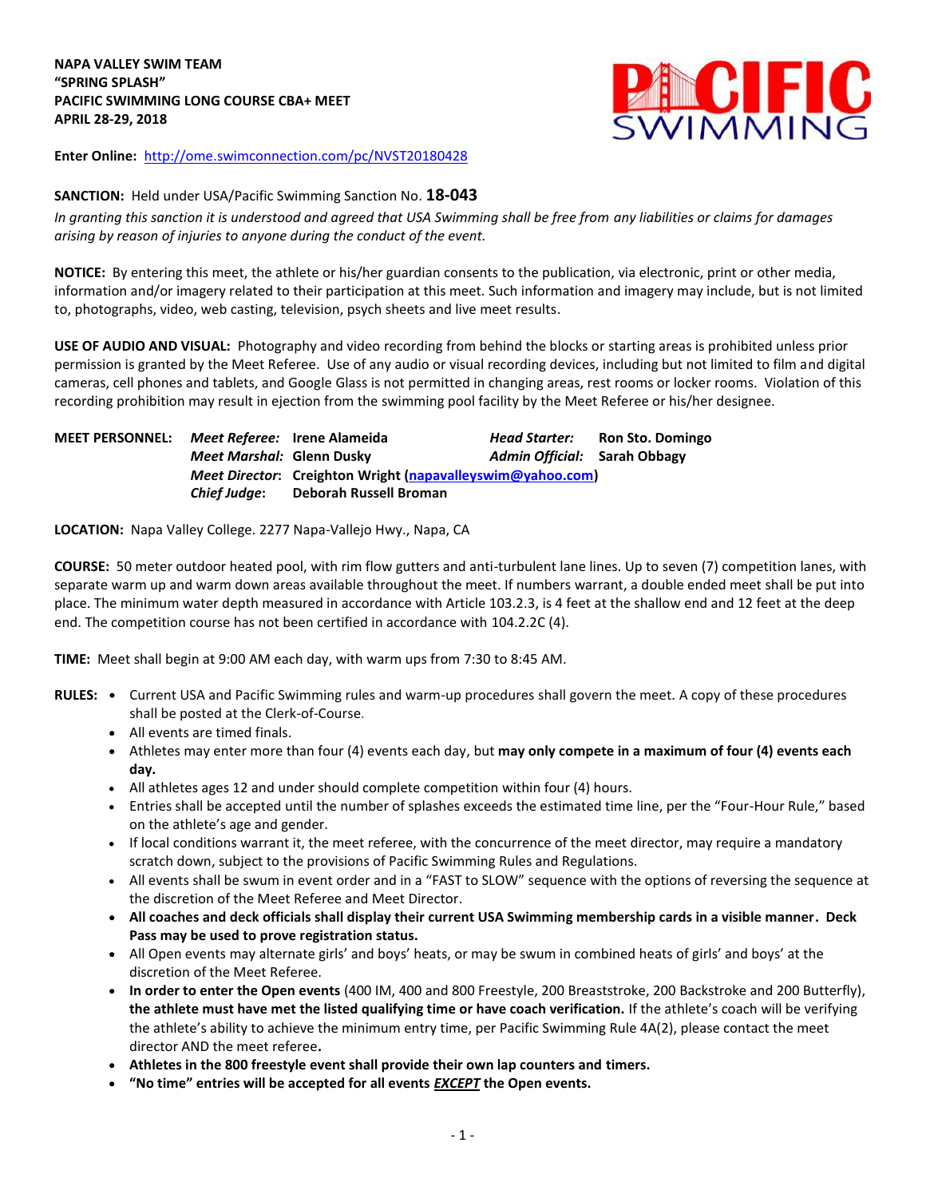**NAPA VALLEY SWIM TEAM**
**"SPRING SPLASH"**
**PACIFIC SWIMMING LONG COURSE CBA+ MEET**
**APRIL 28-29, 2018**

**Enter Online:** http://ome.swimconnection.com/pc/NVST20180428

**SANCTION:** Held under USA/Pacific Swimming Sanction No. **18-043**
*In granting this sanction it is understood and agreed that USA Swimming shall be free from any liabilities or claims for damages arising by reason of injuries to anyone during the conduct of the event.*

**NOTICE:** By entering this meet, the athlete or his/her guardian consents to the publication, via electronic, print or other media, information and/or imagery related to their participation at this meet. Such information and imagery may include, but is not limited to, photographs, video, web casting, television, psych sheets and live meet results.

**USE OF AUDIO AND VISUAL:** Photography and video recording from behind the blocks or starting areas is prohibited unless prior permission is granted by the Meet Referee. Use of any audio or visual recording devices, including but not limited to film and digital cameras, cell phones and tablets, and Google Glass is not permitted in changing areas, rest rooms or locker rooms. Violation of this recording prohibition may result in ejection from the swimming pool facility by the Meet Referee or his/her designee.

**MEET PERSONNEL:**
*Meet Referee:* **Irene Alameida**
*Head Starter:* **Ron Sto. Domingo**
*Meet Marshal:* **Glenn Dusky**
*Admin Official:* **Sarah Obbagy**
*Meet Director:* **Creighton Wright (napavalleyswim@yahoo.com)**
*Chief Judge:* **Deborah Russell Broman**

**LOCATION:** Napa Valley College. 2277 Napa-Vallejo Hwy., Napa, CA

**COURSE:** 50 meter outdoor heated pool, with rim flow gutters and anti-turbulent lane lines. Up to seven (7) competition lanes, with separate warm up and warm down areas available throughout the meet. If numbers warrant, a double ended meet shall be put into place. The minimum water depth measured in accordance with Article 103.2.3, is 4 feet at the shallow end and 12 feet at the deep end. The competition course has not been certified in accordance with 104.2.2C (4).

**TIME:** Meet shall begin at 9:00 AM each day, with warm ups from 7:30 to 8:45 AM.

**RULES:**

- Current USA and Pacific Swimming rules and warm-up procedures shall govern the meet. A copy of these procedures shall be posted at the Clerk-of-Course.
- All events are timed finals.
- Athletes may enter more than four (4) events each day, but **may only compete in a maximum of four (4) events each day.**
- All athletes ages 12 and under should complete competition within four (4) hours.
- Entries shall be accepted until the number of splashes exceeds the estimated time line, per the "Four-Hour Rule," based on the athlete's age and gender.
- If local conditions warrant it, the meet referee, with the concurrence of the meet director, may require a mandatory scratch down, subject to the provisions of Pacific Swimming Rules and Regulations.
- All events shall be swum in event order and in a "FAST to SLOW" sequence with the options of reversing the sequence at the discretion of the Meet Referee and Meet Director.
- **All coaches and deck officials shall display their current USA Swimming membership cards in a visible manner. Deck Pass may be used to prove registration status.**
- All Open events may alternate girls' and boys' heats, or may be swum in combined heats of girls' and boys' at the discretion of the Meet Referee.
- **In order to enter the Open events** (400 IM, 400 and 800 Freestyle, 200 Breaststroke, 200 Backstroke and 200 Butterfly), **the athlete must have met the listed qualifying time or have coach verification.** If the athlete's coach will be verifying the athlete's ability to achieve the minimum entry time, per Pacific Swimming Rule 4A(2), please contact the meet director AND the meet referee**.**
- **Athletes in the 800 freestyle event shall provide their own lap counters and timers.**
- **"No time" entries will be accepted for all events *EXCEPT* the Open events.**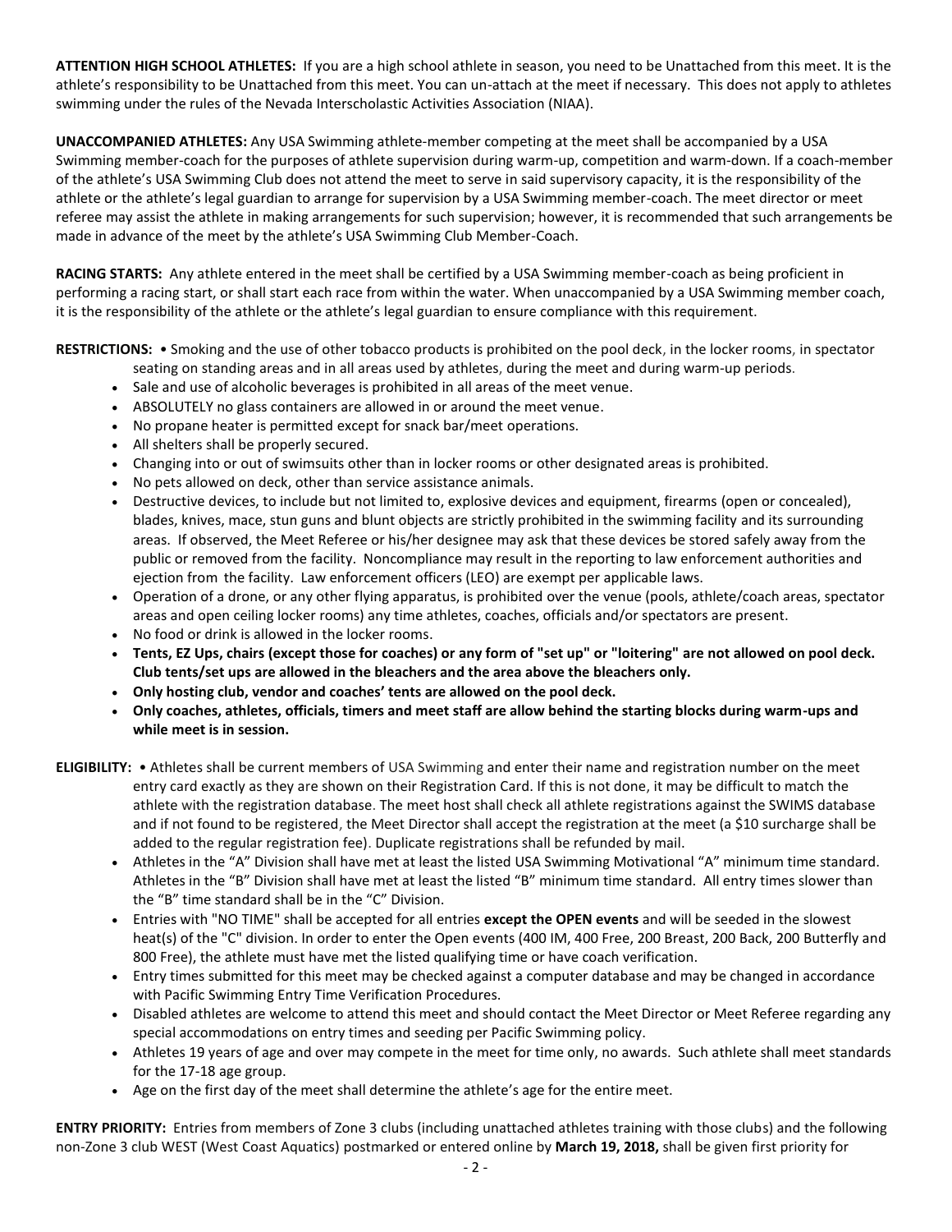**ATTENTION HIGH SCHOOL ATHLETES:** If you are a high school athlete in season, you need to be Unattached from this meet. It is the athlete's responsibility to be Unattached from this meet. You can un-attach at the meet if necessary. This does not apply to athletes swimming under the rules of the Nevada Interscholastic Activities Association (NIAA).

**UNACCOMPANIED ATHLETES:** Any USA Swimming athlete-member competing at the meet shall be accompanied by a USA Swimming member-coach for the purposes of athlete supervision during warm-up, competition and warm-down. If a coach-member of the athlete's USA Swimming Club does not attend the meet to serve in said supervisory capacity, it is the responsibility of the athlete or the athlete's legal guardian to arrange for supervision by a USA Swimming member-coach. The meet director or meet referee may assist the athlete in making arrangements for such supervision; however, it is recommended that such arrangements be made in advance of the meet by the athlete's USA Swimming Club Member-Coach.

**RACING STARTS:** Any athlete entered in the meet shall be certified by a USA Swimming member-coach as being proficient in performing a racing start, or shall start each race from within the water. When unaccompanied by a USA Swimming member coach, it is the responsibility of the athlete or the athlete's legal guardian to ensure compliance with this requirement.

**RESTRICTIONS:**
- Smoking and the use of other tobacco products is prohibited on the pool deck, in the locker rooms, in spectator seating on standing areas and in all areas used by athletes, during the meet and during warm-up periods.
- Sale and use of alcoholic beverages is prohibited in all areas of the meet venue.
- ABSOLUTELY no glass containers are allowed in or around the meet venue.
- No propane heater is permitted except for snack bar/meet operations.
- All shelters shall be properly secured.
- Changing into or out of swimsuits other than in locker rooms or other designated areas is prohibited.
- No pets allowed on deck, other than service assistance animals.
- Destructive devices, to include but not limited to, explosive devices and equipment, firearms (open or concealed), blades, knives, mace, stun guns and blunt objects are strictly prohibited in the swimming facility and its surrounding areas. If observed, the Meet Referee or his/her designee may ask that these devices be stored safely away from the public or removed from the facility. Noncompliance may result in the reporting to law enforcement authorities and ejection from the facility. Law enforcement officers (LEO) are exempt per applicable laws.
- Operation of a drone, or any other flying apparatus, is prohibited over the venue (pools, athlete/coach areas, spectator areas and open ceiling locker rooms) any time athletes, coaches, officials and/or spectators are present.
- No food or drink is allowed in the locker rooms.
- **Tents, EZ Ups, chairs (except those for coaches) or any form of "set up" or "loitering" are not allowed on pool deck. Club tents/set ups are allowed in the bleachers and the area above the bleachers only.**
- **Only hosting club, vendor and coaches' tents are allowed on the pool deck.**
- **Only coaches, athletes, officials, timers and meet staff are allow behind the starting blocks during warm-ups and while meet is in session.**

**ELIGIBILITY:**
- Athletes shall be current members of USA Swimming and enter their name and registration number on the meet entry card exactly as they are shown on their Registration Card. If this is not done, it may be difficult to match the athlete with the registration database. The meet host shall check all athlete registrations against the SWIMS database and if not found to be registered, the Meet Director shall accept the registration at the meet (a $10 surcharge shall be added to the regular registration fee). Duplicate registrations shall be refunded by mail.
- Athletes in the "A" Division shall have met at least the listed USA Swimming Motivational "A" minimum time standard. Athletes in the "B" Division shall have met at least the listed "B" minimum time standard. All entry times slower than the "B" time standard shall be in the "C" Division.
- Entries with "NO TIME" shall be accepted for all entries **except the OPEN events** and will be seeded in the slowest heat(s) of the "C" division. In order to enter the Open events (400 IM, 400 Free, 200 Breast, 200 Back, 200 Butterfly and 800 Free), the athlete must have met the listed qualifying time or have coach verification.
- Entry times submitted for this meet may be checked against a computer database and may be changed in accordance with Pacific Swimming Entry Time Verification Procedures.
- Disabled athletes are welcome to attend this meet and should contact the Meet Director or Meet Referee regarding any special accommodations on entry times and seeding per Pacific Swimming policy.
- Athletes 19 years of age and over may compete in the meet for time only, no awards. Such athlete shall meet standards for the 17-18 age group.
- Age on the first day of the meet shall determine the athlete's age for the entire meet.

**ENTRY PRIORITY:** Entries from members of Zone 3 clubs (including unattached athletes training with those clubs) and the following non-Zone 3 club WEST (West Coast Aquatics) postmarked or entered online by **March 19, 2018,** shall be given first priority for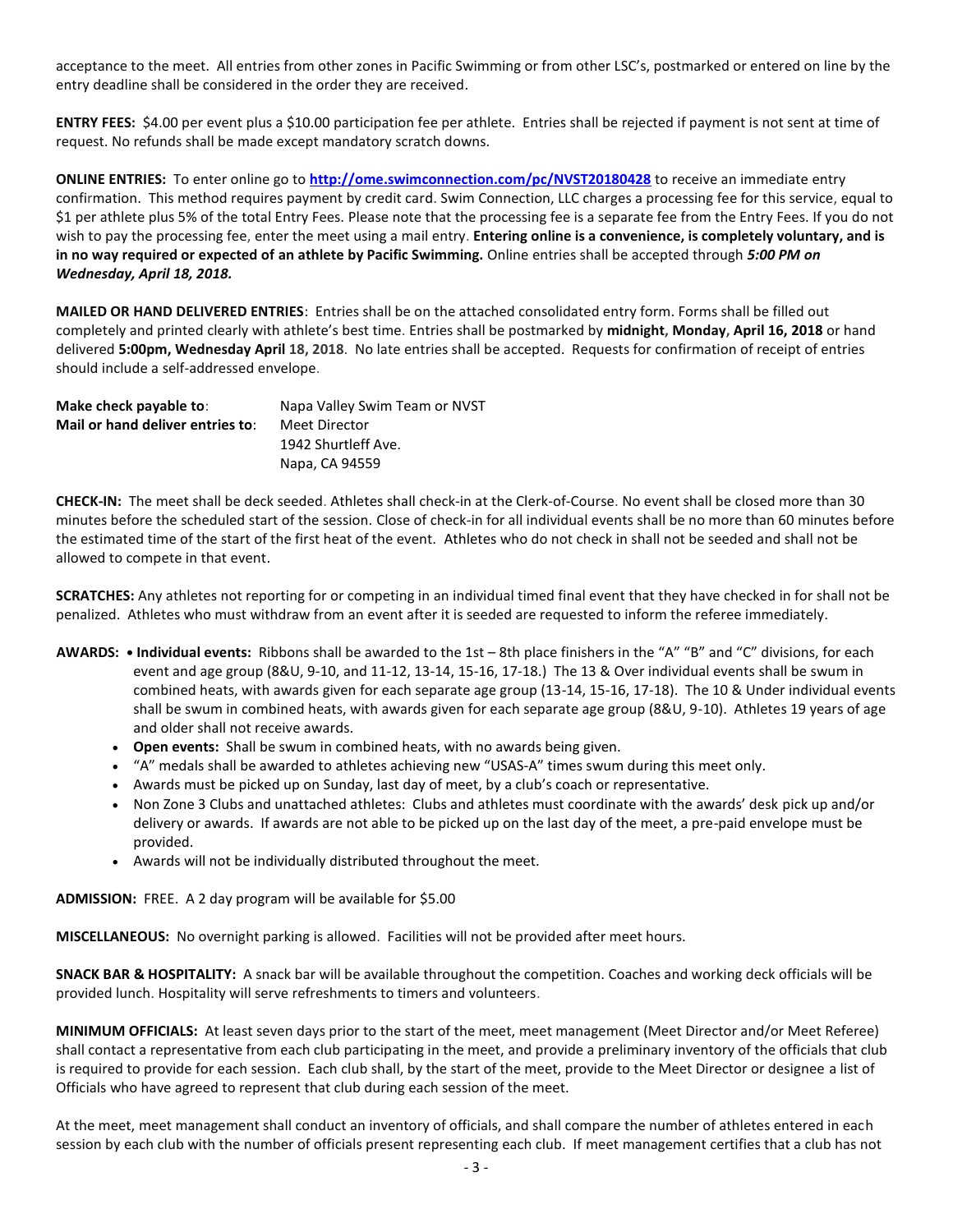acceptance to the meet. All entries from other zones in Pacific Swimming or from other LSC's, postmarked or entered on line by the entry deadline shall be considered in the order they are received.

**ENTRY FEES:** $4.00 per event plus a $10.00 participation fee per athlete. Entries shall be rejected if payment is not sent at time of request. No refunds shall be made except mandatory scratch downs.

**ONLINE ENTRIES:** To enter online go to **http://ome.swimconnection.com/pc/NVST20180428** to receive an immediate entry confirmation. This method requires payment by credit card. Swim Connection, LLC charges a processing fee for this service, equal to $1 per athlete plus 5% of the total Entry Fees. Please note that the processing fee is a separate fee from the Entry Fees. If you do not wish to pay the processing fee, enter the meet using a mail entry. **Entering online is a convenience, is completely voluntary, and is in no way required or expected of an athlete by Pacific Swimming.** Online entries shall be accepted through ***5:00 PM on Wednesday, April 18, 2018.***

**MAILED OR HAND DELIVERED ENTRIES**: Entries shall be on the attached consolidated entry form. Forms shall be filled out completely and printed clearly with athlete's best time. Entries shall be postmarked by **midnight, Monday, April 16, 2018** or hand delivered **5:00pm, Wednesday April 18, 2018**. No late entries shall be accepted. Requests for confirmation of receipt of entries should include a self-addressed envelope.

**Make check payable to**: Napa Valley Swim Team or NVST
**Mail or hand deliver entries to**: Meet Director
1942 Shurtleff Ave.
Napa, CA 94559

**CHECK-IN:** The meet shall be deck seeded. Athletes shall check-in at the Clerk-of-Course. No event shall be closed more than 30 minutes before the scheduled start of the session. Close of check-in for all individual events shall be no more than 60 minutes before the estimated time of the start of the first heat of the event. Athletes who do not check in shall not be seeded and shall not be allowed to compete in that event.

**SCRATCHES:** Any athletes not reporting for or competing in an individual timed final event that they have checked in for shall not be penalized. Athletes who must withdraw from an event after it is seeded are requested to inform the referee immediately.

**AWARDS:**
- **Individual events:** Ribbons shall be awarded to the 1st – 8th place finishers in the "A" "B" and "C" divisions, for each event and age group (8&U, 9-10, and 11-12, 13-14, 15-16, 17-18.) The 13 & Over individual events shall be swum in combined heats, with awards given for each separate age group (13-14, 15-16, 17-18). The 10 & Under individual events shall be swum in combined heats, with awards given for each separate age group (8&U, 9-10). Athletes 19 years of age and older shall not receive awards.
- **Open events:** Shall be swum in combined heats, with no awards being given.
- "A" medals shall be awarded to athletes achieving new "USAS-A" times swum during this meet only.
- Awards must be picked up on Sunday, last day of meet, by a club's coach or representative.
- Non Zone 3 Clubs and unattached athletes: Clubs and athletes must coordinate with the awards' desk pick up and/or delivery or awards. If awards are not able to be picked up on the last day of the meet, a pre-paid envelope must be provided.
- Awards will not be individually distributed throughout the meet.

**ADMISSION:** FREE. A 2 day program will be available for $5.00

**MISCELLANEOUS:** No overnight parking is allowed. Facilities will not be provided after meet hours.

**SNACK BAR & HOSPITALITY:** A snack bar will be available throughout the competition. Coaches and working deck officials will be provided lunch. Hospitality will serve refreshments to timers and volunteers.

**MINIMUM OFFICIALS:** At least seven days prior to the start of the meet, meet management (Meet Director and/or Meet Referee) shall contact a representative from each club participating in the meet, and provide a preliminary inventory of the officials that club is required to provide for each session. Each club shall, by the start of the meet, provide to the Meet Director or designee a list of Officials who have agreed to represent that club during each session of the meet.

At the meet, meet management shall conduct an inventory of officials, and shall compare the number of athletes entered in each session by each club with the number of officials present representing each club. If meet management certifies that a club has not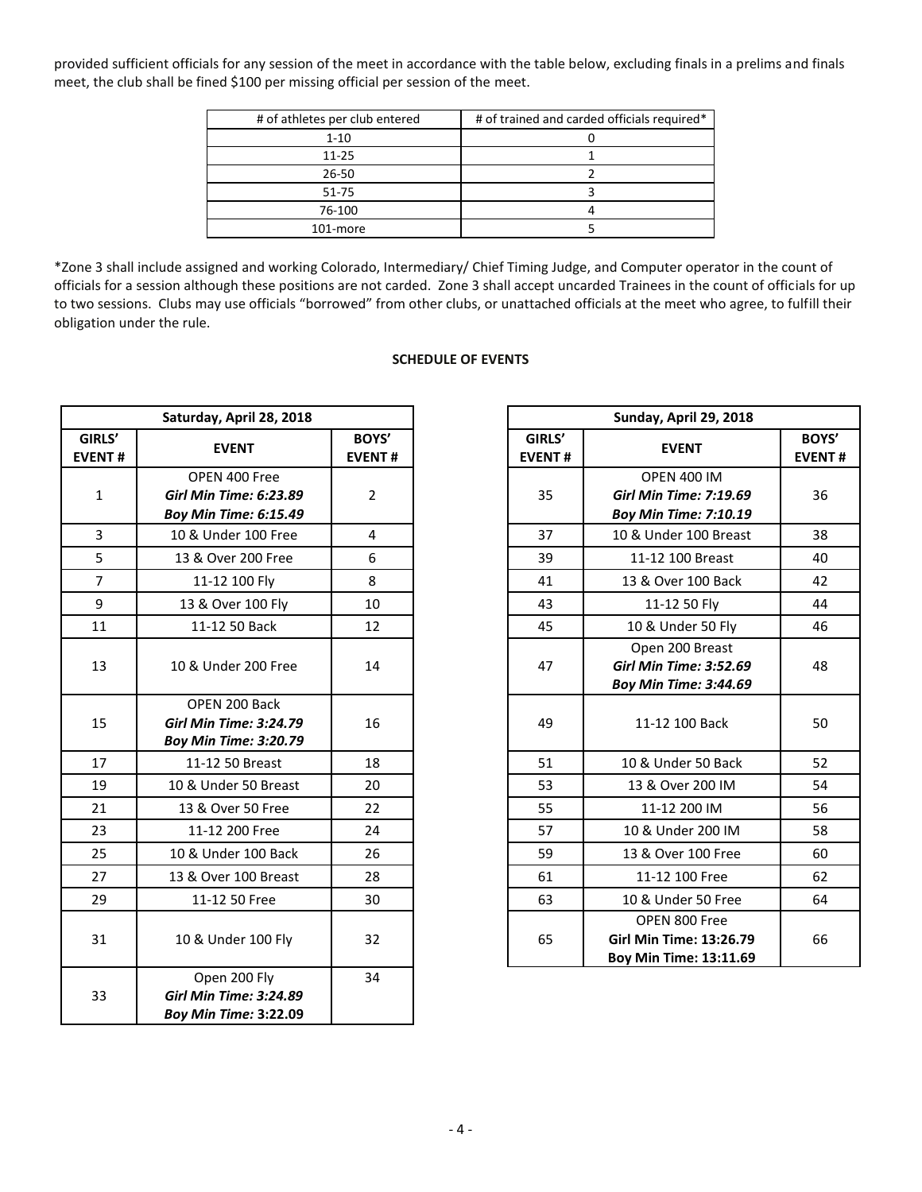provided sufficient officials for any session of the meet in accordance with the table below, excluding finals in a prelims and finals meet, the club shall be fined $100 per missing official per session of the meet.

| # of athletes per club entered | # of trained and carded officials required* |
|---|---|
| 1-10 | 0 |
| 11-25 | 1 |
| 26-50 | 2 |
| 51-75 | 3 |
| 76-100 | 4 |
| 101-more | 5 |

*Zone 3 shall include assigned and working Colorado, Intermediary/ Chief Timing Judge, and Computer operator in the count of officials for a session although these positions are not carded. Zone 3 shall accept uncarded Trainees in the count of officials for up to two sessions. Clubs may use officials "borrowed" from other clubs, or unattached officials at the meet who agree, to fulfill their obligation under the rule.

**SCHEDULE OF EVENTS**

| Saturday, April 28, 2018 | | |
|---|---|---|
| **GIRLS' EVENT #** | **EVENT** | **BOYS' EVENT #** |
| 1 | OPEN 400 Free<br>***Girl Min Time: 6:23.89***<br>***Boy Min Time: 6:15.49*** | 2 |
| 3 | 10 & Under 100 Free | 4 |
| 5 | 13 & Over 200 Free | 6 |
| 7 | 11-12 100 Fly | 8 |
| 9 | 13 & Over 100 Fly | 10 |
| 11 | 11-12 50 Back | 12 |
| 13 | 10 & Under 200 Free | 14 |
| 15 | OPEN 200 Back<br>***Girl Min Time: 3:24.79***<br>***Boy Min Time: 3:20.79*** | 16 |
| 17 | 11-12 50 Breast | 18 |
| 19 | 10 & Under 50 Breast | 20 |
| 21 | 13 & Over 50 Free | 22 |
| 23 | 11-12 200 Free | 24 |
| 25 | 10 & Under 100 Back | 26 |
| 27 | 13 & Over 100 Breast | 28 |
| 29 | 11-12 50 Free | 30 |
| 31 | 10 & Under 100 Fly | 32 |
| 33 | Open 200 Fly<br>***Girl Min Time: 3:24.89***<br>***Boy Min Time:* 3:22.09** | 34 |

| Sunday, April 29, 2018 | | |
|---|---|---|
| **GIRLS' EVENT #** | **EVENT** | **BOYS' EVENT #** |
| 35 | OPEN 400 IM<br>***Girl Min Time: 7:19.69***<br>***Boy Min Time: 7:10.19*** | 36 |
| 37 | 10 & Under 100 Breast | 38 |
| 39 | 11-12 100 Breast | 40 |
| 41 | 13 & Over 100 Back | 42 |
| 43 | 11-12 50 Fly | 44 |
| 45 | 10 & Under 50 Fly | 46 |
| 47 | Open 200 Breast<br>***Girl Min Time: 3:52.69***<br>***Boy Min Time: 3:44.69*** | 48 |
| 49 | 11-12 100 Back | 50 |
| 51 | 10 & Under 50 Back | 52 |
| 53 | 13 & Over 200 IM | 54 |
| 55 | 11-12 200 IM | 56 |
| 57 | 10 & Under 200 IM | 58 |
| 59 | 13 & Over 100 Free | 60 |
| 61 | 11-12 100 Free | 62 |
| 63 | 10 & Under 50 Free | 64 |
| 65 | OPEN 800 Free<br>**Girl Min Time: 13:26.79**<br>**Boy Min Time: 13:11.69** | 66 |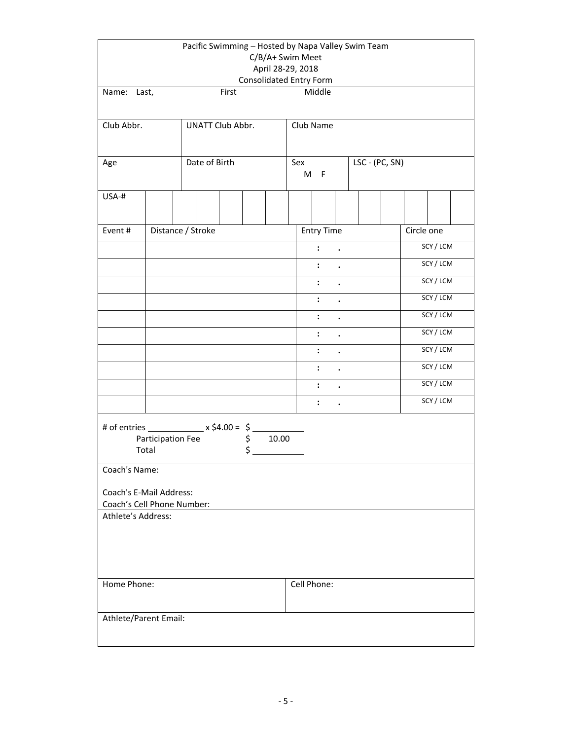Pacific Swimming – Hosted by Napa Valley Swim Team
C/B/A+ Swim Meet
April 28-29, 2018
Consolidated Entry Form

| Name: Last, | First | Middle |
|---|---|---|
| | | |

| Club Abbr. | UNATT Club Abbr. | Club Name | |
|---|---|---|---|
| | | | |
| **Age** | **Date of Birth** | **Sex** M F | **LSC - (PC, SN)** |
| | | | |

| USA-# | | | | | | | | | | | | | |
|---|---|---|---|---|---|---|---|---|---|---|---|---|---|
| | | | | | | | | | | | | | |

| Event # | Distance / Stroke | Entry Time | Circle one |
|---|---|---|---|
| | | : . | SCY / LCM |
| | | : . | SCY / LCM |
| | | : . | SCY / LCM |
| | | : . | SCY / LCM |
| | | : . | SCY / LCM |
| | | : . | SCY / LCM |
| | | : . | SCY / LCM |
| | | : . | SCY / LCM |
| | | : . | SCY / LCM |
| | | : . | SCY / LCM |

# of entries ____________ x $4.00 = $ ___________
Participation Fee $ 10.00
Total $ ___________

Coach's Name:

Coach's E-Mail Address:
Coach's Cell Phone Number:

Athlete's Address:

| Home Phone: | Cell Phone: |
|---|---|
| | |

Athlete/Parent Email: